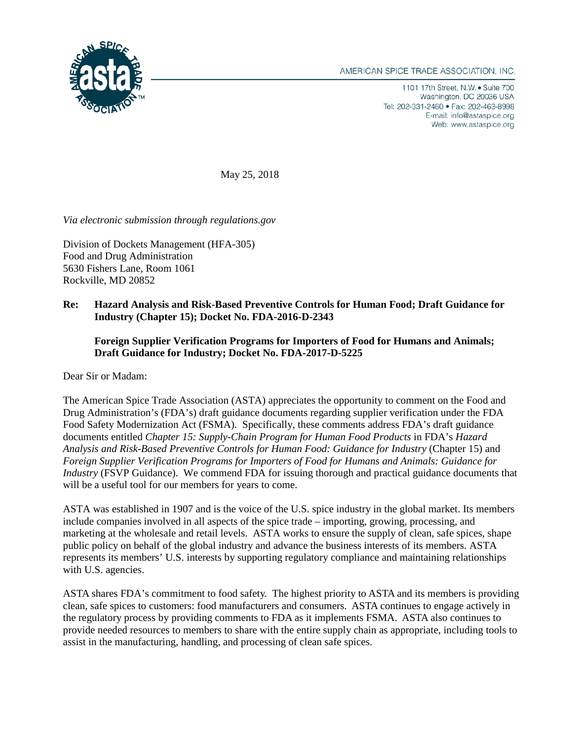AMERICAN SPICE TRADE ASSOCIATION, INC.

1101 17th Street, N.W. • Suite 700
Washington, DC 20036 USA
Tel: 202-331-2460 • Fax: 202-463-8998
E-mail: info@astaspice.org
Web: www.astaspice.org

May 25, 2018

*Via electronic submission through regulations.gov*

Division of Dockets Management (HFA-305)
Food and Drug Administration
5630 Fishers Lane, Room 1061
Rockville, MD 20852

**Re: Hazard Analysis and Risk-Based Preventive Controls for Human Food; Draft Guidance for Industry (Chapter 15); Docket No. FDA-2016-D-2343**

**Foreign Supplier Verification Programs for Importers of Food for Humans and Animals; Draft Guidance for Industry; Docket No. FDA-2017-D-5225**

Dear Sir or Madam:

The American Spice Trade Association (ASTA) appreciates the opportunity to comment on the Food and Drug Administration's (FDA's) draft guidance documents regarding supplier verification under the FDA Food Safety Modernization Act (FSMA). Specifically, these comments address FDA's draft guidance documents entitled *Chapter 15: Supply-Chain Program for Human Food Products* in FDA's *Hazard Analysis and Risk-Based Preventive Controls for Human Food: Guidance for Industry* (Chapter 15) and *Foreign Supplier Verification Programs for Importers of Food for Humans and Animals: Guidance for Industry* (FSVP Guidance). We commend FDA for issuing thorough and practical guidance documents that will be a useful tool for our members for years to come.

ASTA was established in 1907 and is the voice of the U.S. spice industry in the global market. Its members include companies involved in all aspects of the spice trade – importing, growing, processing, and marketing at the wholesale and retail levels. ASTA works to ensure the supply of clean, safe spices, shape public policy on behalf of the global industry and advance the business interests of its members. ASTA represents its members' U.S. interests by supporting regulatory compliance and maintaining relationships with U.S. agencies.

ASTA shares FDA's commitment to food safety. The highest priority to ASTA and its members is providing clean, safe spices to customers: food manufacturers and consumers. ASTA continues to engage actively in the regulatory process by providing comments to FDA as it implements FSMA. ASTA also continues to provide needed resources to members to share with the entire supply chain as appropriate, including tools to assist in the manufacturing, handling, and processing of clean safe spices.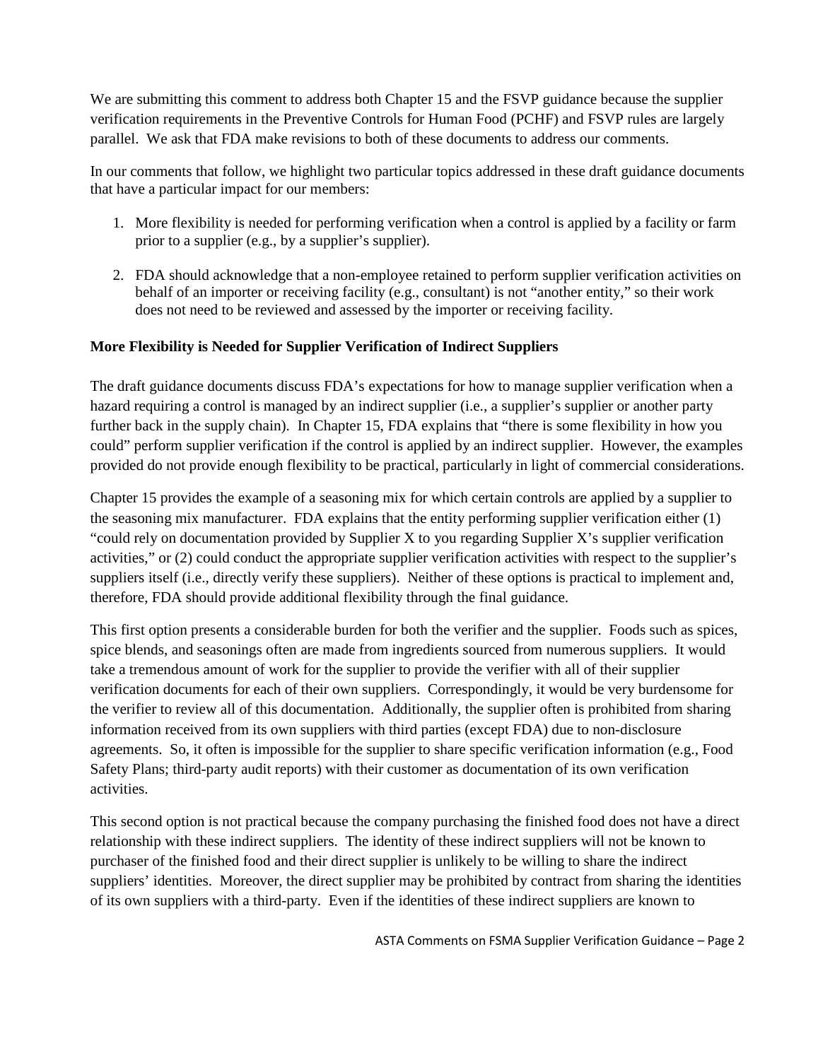We are submitting this comment to address both Chapter 15 and the FSVP guidance because the supplier verification requirements in the Preventive Controls for Human Food (PCHF) and FSVP rules are largely parallel. We ask that FDA make revisions to both of these documents to address our comments.

In our comments that follow, we highlight two particular topics addressed in these draft guidance documents that have a particular impact for our members:

1. More flexibility is needed for performing verification when a control is applied by a facility or farm prior to a supplier (e.g., by a supplier's supplier).

2. FDA should acknowledge that a non-employee retained to perform supplier verification activities on behalf of an importer or receiving facility (e.g., consultant) is not "another entity," so their work does not need to be reviewed and assessed by the importer or receiving facility.

**More Flexibility is Needed for Supplier Verification of Indirect Suppliers**

The draft guidance documents discuss FDA's expectations for how to manage supplier verification when a hazard requiring a control is managed by an indirect supplier (i.e., a supplier's supplier or another party further back in the supply chain). In Chapter 15, FDA explains that "there is some flexibility in how you could" perform supplier verification if the control is applied by an indirect supplier. However, the examples provided do not provide enough flexibility to be practical, particularly in light of commercial considerations.

Chapter 15 provides the example of a seasoning mix for which certain controls are applied by a supplier to the seasoning mix manufacturer. FDA explains that the entity performing supplier verification either (1) "could rely on documentation provided by Supplier X to you regarding Supplier X's supplier verification activities," or (2) could conduct the appropriate supplier verification activities with respect to the supplier's suppliers itself (i.e., directly verify these suppliers). Neither of these options is practical to implement and, therefore, FDA should provide additional flexibility through the final guidance.

This first option presents a considerable burden for both the verifier and the supplier. Foods such as spices, spice blends, and seasonings often are made from ingredients sourced from numerous suppliers. It would take a tremendous amount of work for the supplier to provide the verifier with all of their supplier verification documents for each of their own suppliers. Correspondingly, it would be very burdensome for the verifier to review all of this documentation. Additionally, the supplier often is prohibited from sharing information received from its own suppliers with third parties (except FDA) due to non-disclosure agreements. So, it often is impossible for the supplier to share specific verification information (e.g., Food Safety Plans; third-party audit reports) with their customer as documentation of its own verification activities.

This second option is not practical because the company purchasing the finished food does not have a direct relationship with these indirect suppliers. The identity of these indirect suppliers will not be known to purchaser of the finished food and their direct supplier is unlikely to be willing to share the indirect suppliers' identities. Moreover, the direct supplier may be prohibited by contract from sharing the identities of its own suppliers with a third-party. Even if the identities of these indirect suppliers are known to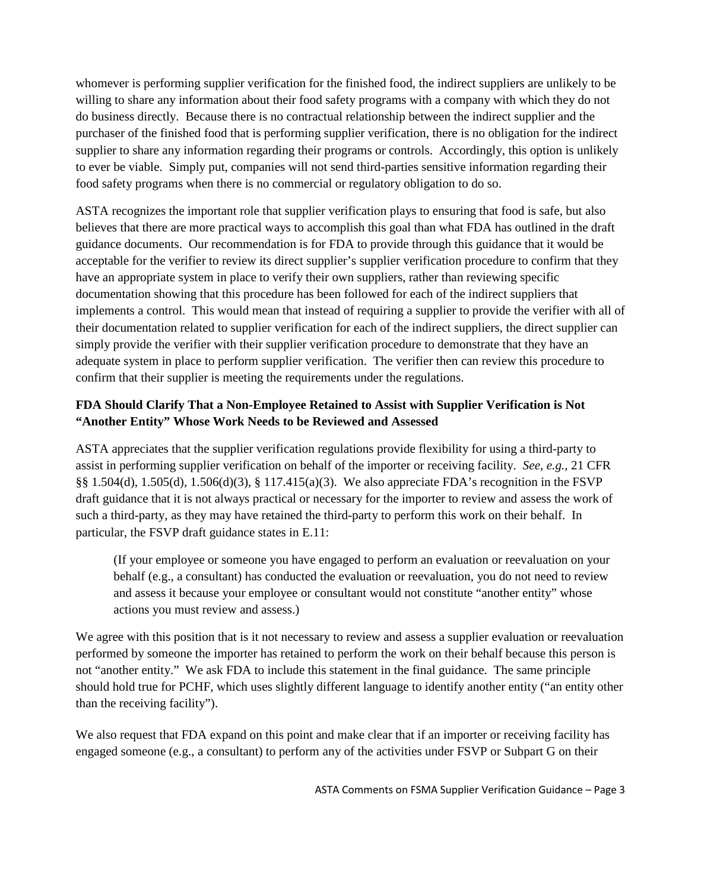whomever is performing supplier verification for the finished food, the indirect suppliers are unlikely to be willing to share any information about their food safety programs with a company with which they do not do business directly. Because there is no contractual relationship between the indirect supplier and the purchaser of the finished food that is performing supplier verification, there is no obligation for the indirect supplier to share any information regarding their programs or controls. Accordingly, this option is unlikely to ever be viable. Simply put, companies will not send third-parties sensitive information regarding their food safety programs when there is no commercial or regulatory obligation to do so.

ASTA recognizes the important role that supplier verification plays to ensuring that food is safe, but also believes that there are more practical ways to accomplish this goal than what FDA has outlined in the draft guidance documents. Our recommendation is for FDA to provide through this guidance that it would be acceptable for the verifier to review its direct supplier's supplier verification procedure to confirm that they have an appropriate system in place to verify their own suppliers, rather than reviewing specific documentation showing that this procedure has been followed for each of the indirect suppliers that implements a control. This would mean that instead of requiring a supplier to provide the verifier with all of their documentation related to supplier verification for each of the indirect suppliers, the direct supplier can simply provide the verifier with their supplier verification procedure to demonstrate that they have an adequate system in place to perform supplier verification. The verifier then can review this procedure to confirm that their supplier is meeting the requirements under the regulations.

**FDA Should Clarify That a Non-Employee Retained to Assist with Supplier Verification is Not "Another Entity" Whose Work Needs to be Reviewed and Assessed**

ASTA appreciates that the supplier verification regulations provide flexibility for using a third-party to assist in performing supplier verification on behalf of the importer or receiving facility. *See, e.g.*, 21 CFR §§ 1.504(d), 1.505(d), 1.506(d)(3), § 117.415(a)(3). We also appreciate FDA's recognition in the FSVP draft guidance that it is not always practical or necessary for the importer to review and assess the work of such a third-party, as they may have retained the third-party to perform this work on their behalf. In particular, the FSVP draft guidance states in E.11:

> (If your employee or someone you have engaged to perform an evaluation or reevaluation on your behalf (e.g., a consultant) has conducted the evaluation or reevaluation, you do not need to review and assess it because your employee or consultant would not constitute "another entity" whose actions you must review and assess.)

We agree with this position that is it not necessary to review and assess a supplier evaluation or reevaluation performed by someone the importer has retained to perform the work on their behalf because this person is not "another entity." We ask FDA to include this statement in the final guidance. The same principle should hold true for PCHF, which uses slightly different language to identify another entity ("an entity other than the receiving facility").

We also request that FDA expand on this point and make clear that if an importer or receiving facility has engaged someone (e.g., a consultant) to perform any of the activities under FSVP or Subpart G on their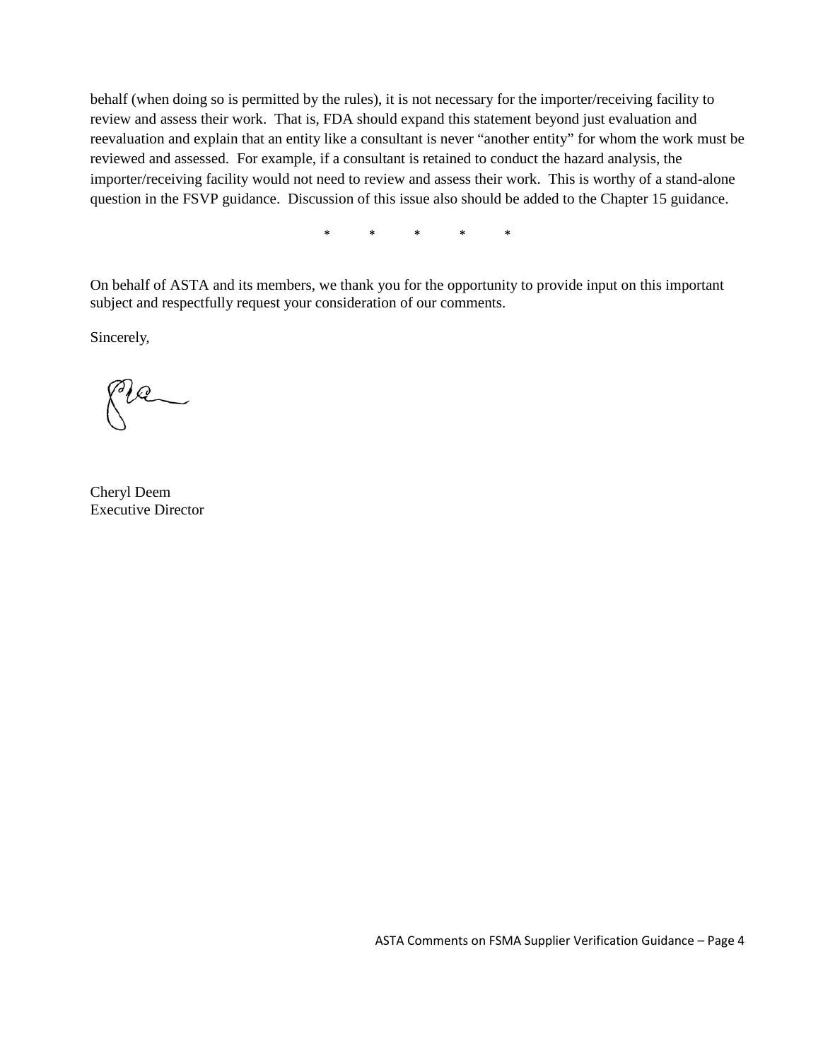behalf (when doing so is permitted by the rules), it is not necessary for the importer/receiving facility to review and assess their work. That is, FDA should expand this statement beyond just evaluation and reevaluation and explain that an entity like a consultant is never "another entity" for whom the work must be reviewed and assessed. For example, if a consultant is retained to conduct the hazard analysis, the importer/receiving facility would not need to review and assess their work. This is worthy of a stand-alone question in the FSVP guidance. Discussion of this issue also should be added to the Chapter 15 guidance.

\* \* \* \* \*

On behalf of ASTA and its members, we thank you for the opportunity to provide input on this important subject and respectfully request your consideration of our comments.

Sincerely,

Cheryl Deem  
Executive Director